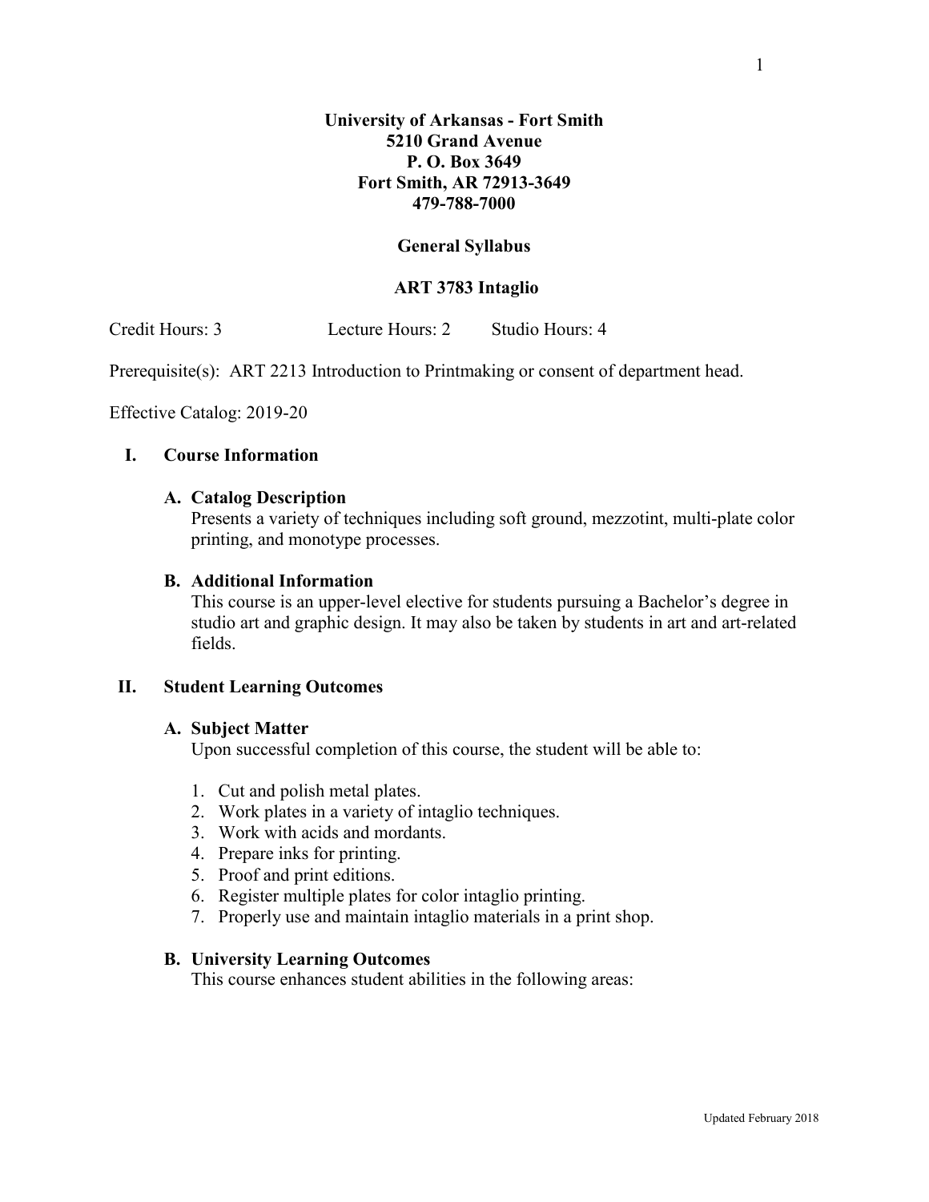**University of Arkansas - Fort Smith**
**5210 Grand Avenue**
**P. O. Box 3649**
**Fort Smith, AR 72913-3649**
**479-788-7000**

**General Syllabus**

# ART 3783 Intaglio

Credit Hours: 3 Lecture Hours: 2 Studio Hours: 4

Prerequisite(s): ART 2213 Introduction to Printmaking or consent of department head.

Effective Catalog: 2019-20

## I. Course Information

### A. Catalog Description

Presents a variety of techniques including soft ground, mezzotint, multi-plate color printing, and monotype processes.

### B. Additional Information

This course is an upper-level elective for students pursuing a Bachelor's degree in studio art and graphic design. It may also be taken by students in art and art-related fields.

## II. Student Learning Outcomes

### A. Subject Matter

Upon successful completion of this course, the student will be able to:

1. Cut and polish metal plates.
2. Work plates in a variety of intaglio techniques.
3. Work with acids and mordants.
4. Prepare inks for printing.
5. Proof and print editions.
6. Register multiple plates for color intaglio printing.
7. Properly use and maintain intaglio materials in a print shop.

### B. University Learning Outcomes

This course enhances student abilities in the following areas:

Updated February 2018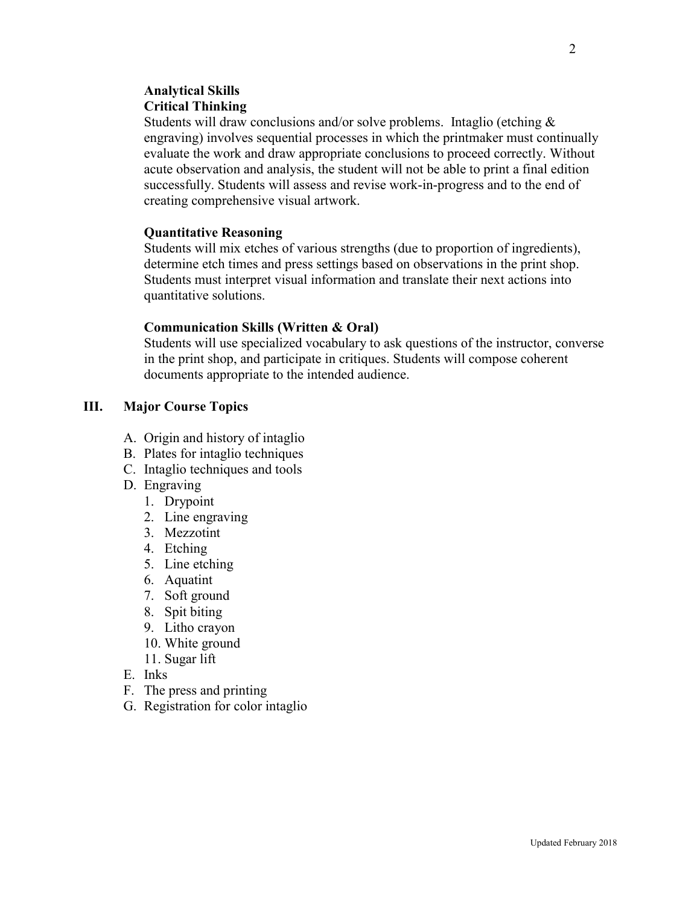**Analytical Skills**
**Critical Thinking**

Students will draw conclusions and/or solve problems. Intaglio (etching & engraving) involves sequential processes in which the printmaker must continually evaluate the work and draw appropriate conclusions to proceed correctly. Without acute observation and analysis, the student will not be able to print a final edition successfully. Students will assess and revise work-in-progress and to the end of creating comprehensive visual artwork.

**Quantitative Reasoning**

Students will mix etches of various strengths (due to proportion of ingredients), determine etch times and press settings based on observations in the print shop. Students must interpret visual information and translate their next actions into quantitative solutions.

**Communication Skills (Written & Oral)**

Students will use specialized vocabulary to ask questions of the instructor, converse in the print shop, and participate in critiques. Students will compose coherent documents appropriate to the intended audience.

## III. Major Course Topics

A. Origin and history of intaglio
B. Plates for intaglio techniques
C. Intaglio techniques and tools
D. Engraving
   1. Drypoint
   2. Line engraving
   3. Mezzotint
   4. Etching
   5. Line etching
   6. Aquatint
   7. Soft ground
   8. Spit biting
   9. Litho crayon
   10. White ground
   11. Sugar lift
E. Inks
F. The press and printing
G. Registration for color intaglio

Updated February 2018